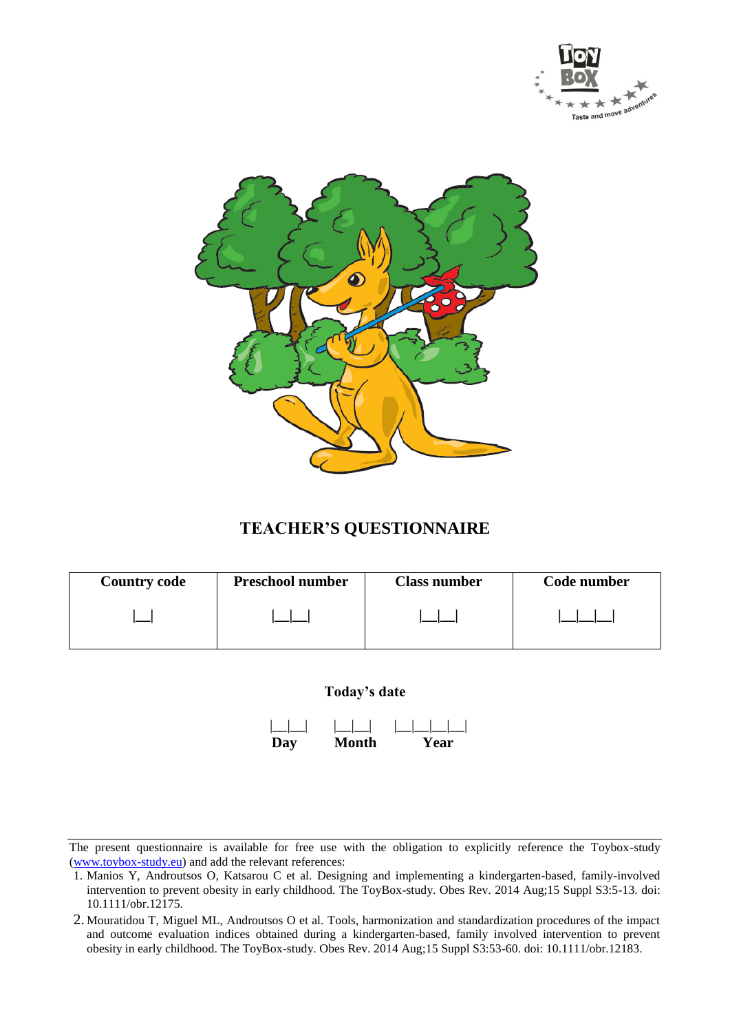# TEACHER'S QUESTIONNAIRE

| Country code | Preschool number | Class number | Code number |
|---|---|---|---|
| \|__\| | \|__\|__\| | \|__\|__\| | \|__\|__\|__\| |

**Today's date**

|__|__| |__|__| |__|__|__|__|
**Day** **Month** **Year**

The present questionnaire is available for free use with the obligation to explicitly reference the Toybox-study ([www.toybox-study.eu](http://www.toybox-study.eu)) and add the relevant references:

1. Manios Y, Androutsos O, Katsarou C et al. Designing and implementing a kindergarten-based, family-involved intervention to prevent obesity in early childhood. The ToyBox-study. Obes Rev. 2014 Aug;15 Suppl S3:5-13. doi: 10.1111/obr.12175.
2. Mouratidou T, Miguel ML, Androutsos O et al. Tools, harmonization and standardization procedures of the impact and outcome evaluation indices obtained during a kindergarten-based, family involved intervention to prevent obesity in early childhood. The ToyBox-study. Obes Rev. 2014 Aug;15 Suppl S3:53-60. doi: 10.1111/obr.12183.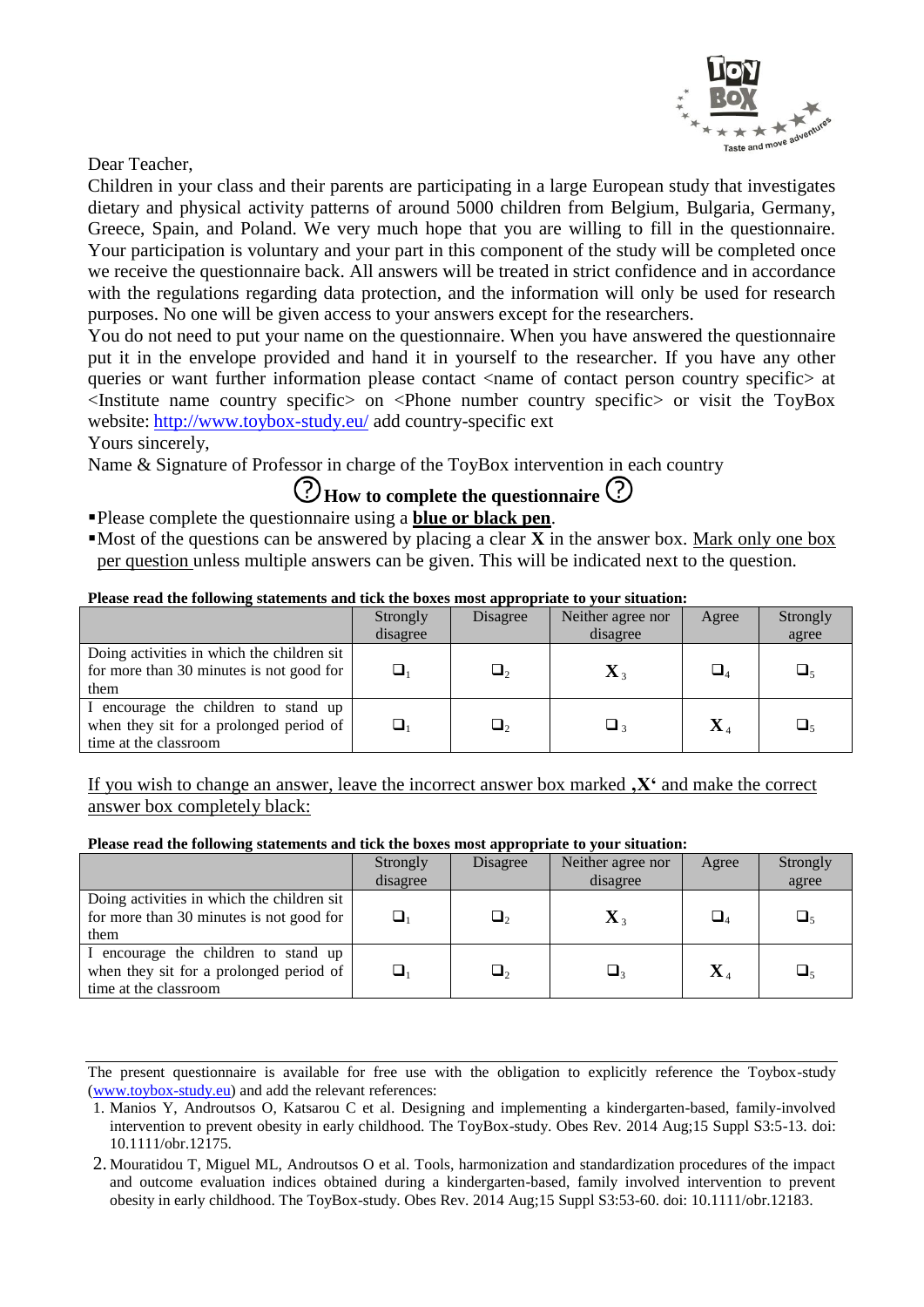Dear Teacher,

Children in your class and their parents are participating in a large European study that investigates dietary and physical activity patterns of around 5000 children from Belgium, Bulgaria, Germany, Greece, Spain, and Poland. We very much hope that you are willing to fill in the questionnaire. Your participation is voluntary and your part in this component of the study will be completed once we receive the questionnaire back. All answers will be treated in strict confidence and in accordance with the regulations regarding data protection, and the information will only be used for research purposes. No one will be given access to your answers except for the researchers.

You do not need to put your name on the questionnaire. When you have answered the questionnaire put it in the envelope provided and hand it in yourself to the researcher. If you have any other queries or want further information please contact <name of contact person country specific> at <Institute name country specific> on <Phone number country specific> or visit the ToyBox website: http://www.toybox-study.eu/ add country-specific ext

Yours sincerely,

Name & Signature of Professor in charge of the ToyBox intervention in each country

## ? How to complete the questionnaire ?

- Please complete the questionnaire using a **blue or black pen**.
- Most of the questions can be answered by placing a clear **X** in the answer box. Mark only one box per question unless multiple answers can be given. This will be indicated next to the question.

**Please read the following statements and tick the boxes most appropriate to your situation:**

| | Strongly disagree | Disagree | Neither agree nor disagree | Agree | Strongly agree |
|---|---|---|---|---|---|
| Doing activities in which the children sit for more than 30 minutes is not good for them | ❑1 | ❑2 | X 3 | ❑4 | ❑5 |
| I encourage the children to stand up when they sit for a prolonged period of time at the classroom | ❑1 | ❑2 | ❑3 | X 4 | ❑5 |

If you wish to change an answer, leave the incorrect answer box marked **‚X‘** and make the correct answer box completely black:

**Please read the following statements and tick the boxes most appropriate to your situation:**

| | Strongly disagree | Disagree | Neither agree nor disagree | Agree | Strongly agree |
|---|---|---|---|---|---|
| Doing activities in which the children sit for more than 30 minutes is not good for them | ❑1 | ❑2 | X 3 | ❑4 | ❑5 |
| I encourage the children to stand up when they sit for a prolonged period of time at the classroom | ❑1 | ❑2 | ❑3 | X 4 | ❑5 |

The present questionnaire is available for free use with the obligation to explicitly reference the Toybox-study (www.toybox-study.eu) and add the relevant references:

1. Manios Y, Androutsos O, Katsarou C et al. Designing and implementing a kindergarten-based, family-involved intervention to prevent obesity in early childhood. The ToyBox-study. Obes Rev. 2014 Aug;15 Suppl S3:5-13. doi: 10.1111/obr.12175.
2. Mouratidou T, Miguel ML, Androutsos O et al. Tools, harmonization and standardization procedures of the impact and outcome evaluation indices obtained during a kindergarten-based, family involved intervention to prevent obesity in early childhood. The ToyBox-study. Obes Rev. 2014 Aug;15 Suppl S3:53-60. doi: 10.1111/obr.12183.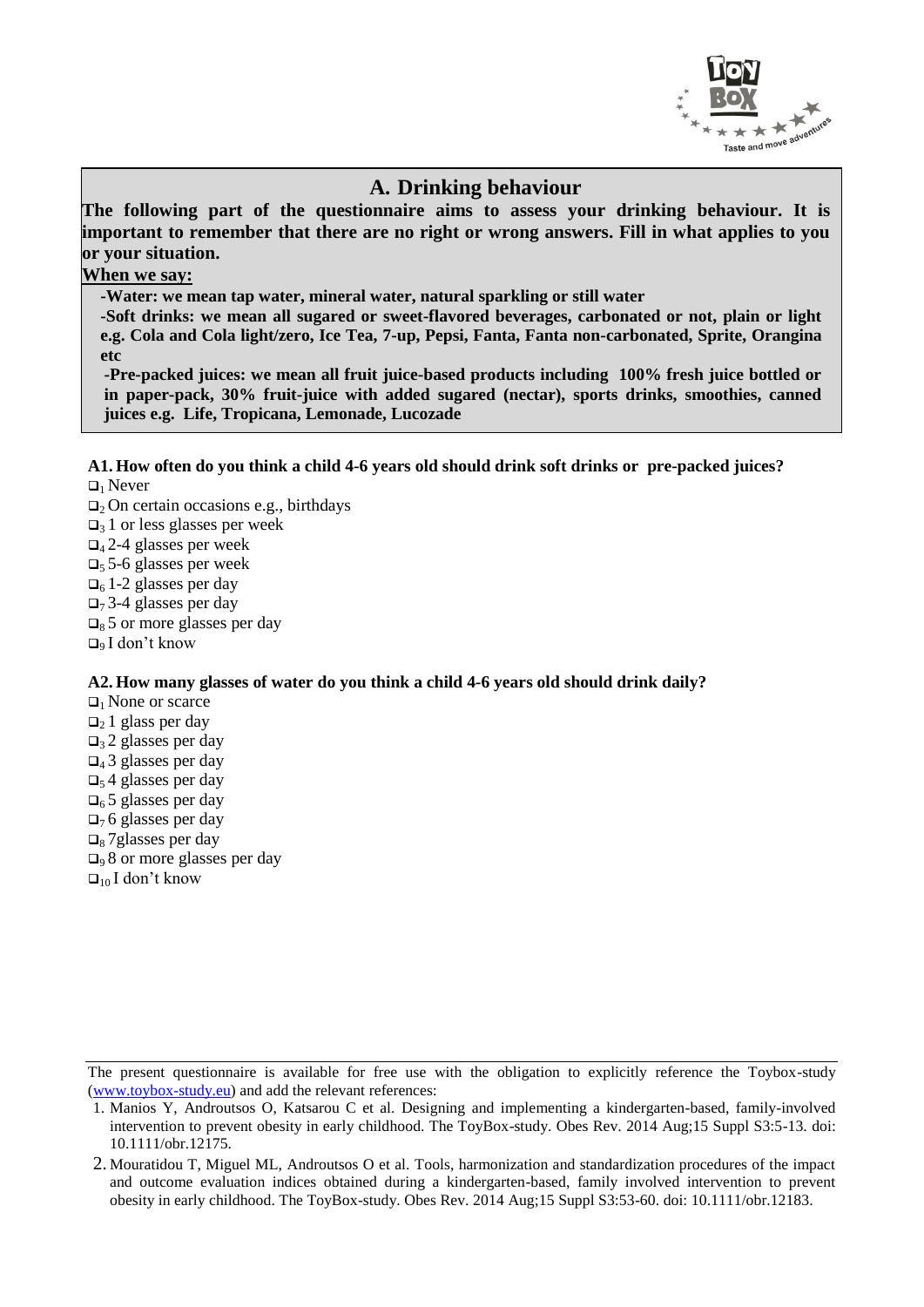## A. Drinking behaviour

**The following part of the questionnaire aims to assess your drinking behaviour. It is important to remember that there are no right or wrong answers. Fill in what applies to you or your situation.**

**When we say:**

- **-Water: we mean tap water, mineral water, natural sparkling or still water**
- **-Soft drinks: we mean all sugared or sweet-flavored beverages, carbonated or not, plain or light e.g. Cola and Cola light/zero, Ice Tea, 7-up, Pepsi, Fanta, Fanta non-carbonated, Sprite, Orangina etc**
- **-Pre-packed juices: we mean all fruit juice-based products including 100% fresh juice bottled or in paper-pack, 30% fruit-juice with added sugared (nectar), sports drinks, smoothies, canned juices e.g. Life, Tropicana, Lemonade, Lucozade**

**A1. How often do you think a child 4-6 years old should drink soft drinks or pre-packed juices?**

- ❑1 Never
- ❑2 On certain occasions e.g., birthdays
- ❑3 1 or less glasses per week
- ❑4 2-4 glasses per week
- ❑5 5-6 glasses per week
- ❑6 1-2 glasses per day
- ❑7 3-4 glasses per day
- ❑8 5 or more glasses per day
- ❑9 I don't know

**A2. How many glasses of water do you think a child 4-6 years old should drink daily?**

- ❑1 None or scarce
- ❑2 1 glass per day
- ❑3 2 glasses per day
- ❑4 3 glasses per day
- ❑5 4 glasses per day
- ❑6 5 glasses per day
- ❑7 6 glasses per day
- ❑8 7glasses per day
- ❑9 8 or more glasses per day
- ❑10 I don't know

---

The present questionnaire is available for free use with the obligation to explicitly reference the Toybox-study (www.toybox-study.eu) and add the relevant references:

1. Manios Y, Androutsos O, Katsarou C et al. Designing and implementing a kindergarten-based, family-involved intervention to prevent obesity in early childhood. The ToyBox-study. Obes Rev. 2014 Aug;15 Suppl S3:5-13. doi: 10.1111/obr.12175.
2. Mouratidou T, Miguel ML, Androutsos O et al. Tools, harmonization and standardization procedures of the impact and outcome evaluation indices obtained during a kindergarten-based, family involved intervention to prevent obesity in early childhood. The ToyBox-study. Obes Rev. 2014 Aug;15 Suppl S3:53-60. doi: 10.1111/obr.12183.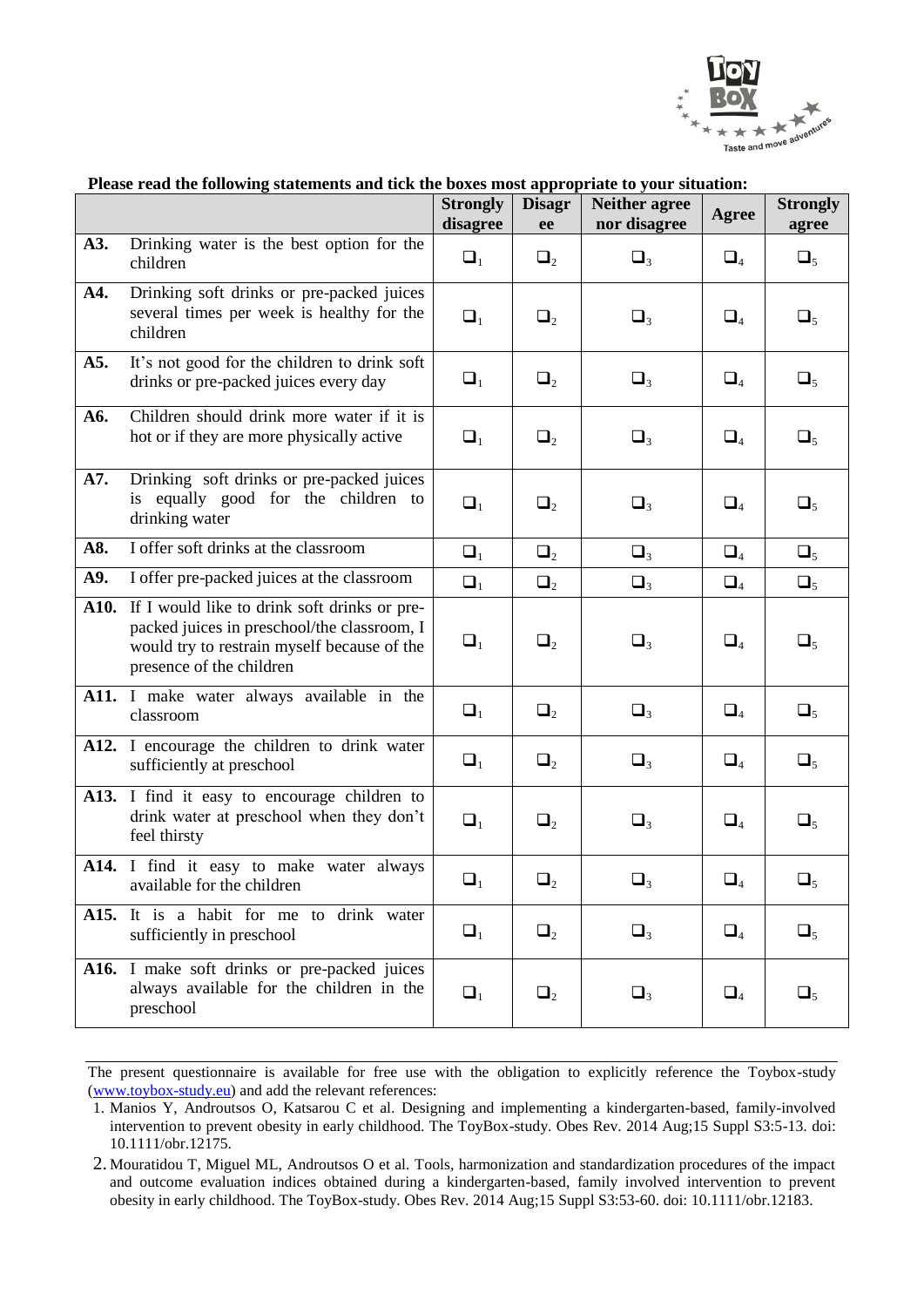**Please read the following statements and tick the boxes most appropriate to your situation:**

| | Strongly disagree | Disagree | Neither agree nor disagree | Agree | Strongly agree |
|---|---|---|---|---|---|
| **A3.** Drinking water is the best option for the children | ❑1 | ❑2 | ❑3 | ❑4 | ❑5 |
| **A4.** Drinking soft drinks or pre-packed juices several times per week is healthy for the children | ❑1 | ❑2 | ❑3 | ❑4 | ❑5 |
| **A5.** It's not good for the children to drink soft drinks or pre-packed juices every day | ❑1 | ❑2 | ❑3 | ❑4 | ❑5 |
| **A6.** Children should drink more water if it is hot or if they are more physically active | ❑1 | ❑2 | ❑3 | ❑4 | ❑5 |
| **A7.** Drinking soft drinks or pre-packed juices is equally good for the children to drinking water | ❑1 | ❑2 | ❑3 | ❑4 | ❑5 |
| **A8.** I offer soft drinks at the classroom | ❑1 | ❑2 | ❑3 | ❑4 | ❑5 |
| **A9.** I offer pre-packed juices at the classroom | ❑1 | ❑2 | ❑3 | ❑4 | ❑5 |
| **A10.** If I would like to drink soft drinks or pre-packed juices in preschool/the classroom, I would try to restrain myself because of the presence of the children | ❑1 | ❑2 | ❑3 | ❑4 | ❑5 |
| **A11.** I make water always available in the classroom | ❑1 | ❑2 | ❑3 | ❑4 | ❑5 |
| **A12.** I encourage the children to drink water sufficiently at preschool | ❑1 | ❑2 | ❑3 | ❑4 | ❑5 |
| **A13.** I find it easy to encourage children to drink water at preschool when they don't feel thirsty | ❑1 | ❑2 | ❑3 | ❑4 | ❑5 |
| **A14.** I find it easy to make water always available for the children | ❑1 | ❑2 | ❑3 | ❑4 | ❑5 |
| **A15.** It is a habit for me to drink water sufficiently in preschool | ❑1 | ❑2 | ❑3 | ❑4 | ❑5 |
| **A16.** I make soft drinks or pre-packed juices always available for the children in the preschool | ❑1 | ❑2 | ❑3 | ❑4 | ❑5 |

---

The present questionnaire is available for free use with the obligation to explicitly reference the Toybox-study (www.toybox-study.eu) and add the relevant references:

1. Manios Y, Androutsos O, Katsarou C et al. Designing and implementing a kindergarten-based, family-involved intervention to prevent obesity in early childhood. The ToyBox-study. Obes Rev. 2014 Aug;15 Suppl S3:5-13. doi: 10.1111/obr.12175.
2. Mouratidou T, Miguel ML, Androutsos O et al. Tools, harmonization and standardization procedures of the impact and outcome evaluation indices obtained during a kindergarten-based, family involved intervention to prevent obesity in early childhood. The ToyBox-study. Obes Rev. 2014 Aug;15 Suppl S3:53-60. doi: 10.1111/obr.12183.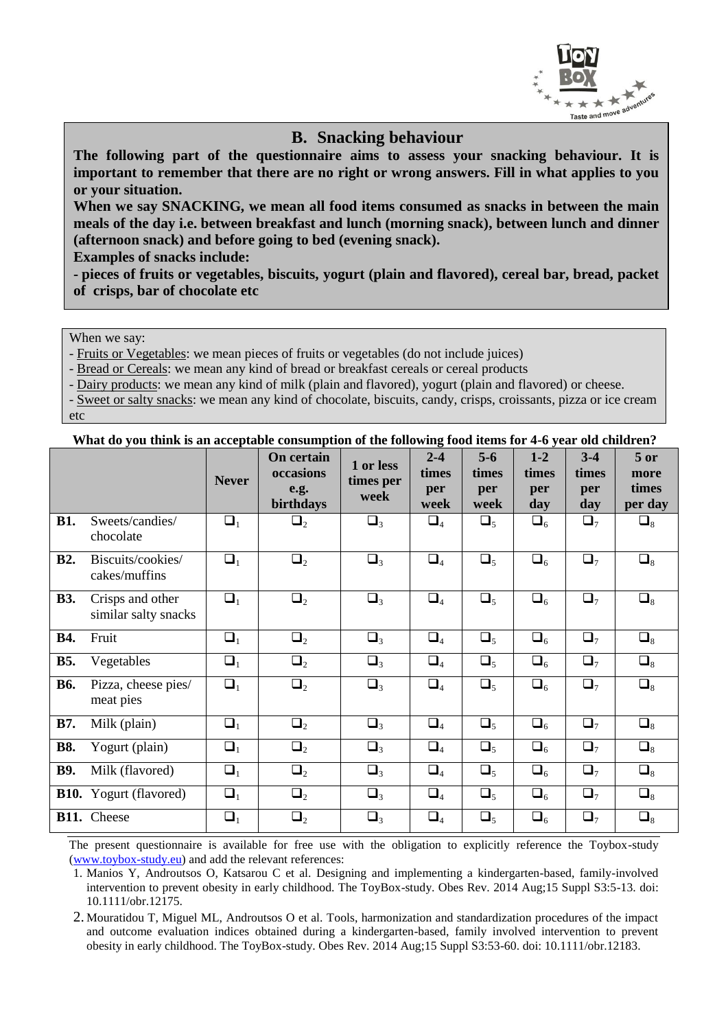## B. Snacking behaviour

**The following part of the questionnaire aims to assess your snacking behaviour. It is important to remember that there are no right or wrong answers. Fill in what applies to you or your situation.**

**When we say SNACKING, we mean all food items consumed as snacks in between the main meals of the day i.e. between breakfast and lunch (morning snack), between lunch and dinner (afternoon snack) and before going to bed (evening snack).**

**Examples of snacks include:**

**- pieces of fruits or vegetables, biscuits, yogurt (plain and flavored), cereal bar, bread, packet of crisps, bar of chocolate etc**

When we say:

- Fruits or Vegetables: we mean pieces of fruits or vegetables (do not include juices)
- Bread or Cereals: we mean any kind of bread or breakfast cereals or cereal products
- Dairy products: we mean any kind of milk (plain and flavored), yogurt (plain and flavored) or cheese.
- Sweet or salty snacks: we mean any kind of chocolate, biscuits, candy, crisps, croissants, pizza or ice cream etc

**What do you think is an acceptable consumption of the following food items for 4-6 year old children?**

| | | Never | On certain occasions e.g. birthdays | 1 or less times per week | 2-4 times per week | 5-6 times per week | 1-2 times per day | 3-4 times per day | 5 or more times per day |
|---|---|---|---|---|---|---|---|---|---|
| **B1.** | Sweets/candies/ chocolate | ❑1 | ❑2 | ❑3 | ❑4 | ❑5 | ❑6 | ❑7 | ❑8 |
| **B2.** | Biscuits/cookies/ cakes/muffins | ❑1 | ❑2 | ❑3 | ❑4 | ❑5 | ❑6 | ❑7 | ❑8 |
| **B3.** | Crisps and other similar salty snacks | ❑1 | ❑2 | ❑3 | ❑4 | ❑5 | ❑6 | ❑7 | ❑8 |
| **B4.** | Fruit | ❑1 | ❑2 | ❑3 | ❑4 | ❑5 | ❑6 | ❑7 | ❑8 |
| **B5.** | Vegetables | ❑1 | ❑2 | ❑3 | ❑4 | ❑5 | ❑6 | ❑7 | ❑8 |
| **B6.** | Pizza, cheese pies/ meat pies | ❑1 | ❑2 | ❑3 | ❑4 | ❑5 | ❑6 | ❑7 | ❑8 |
| **B7.** | Milk (plain) | ❑1 | ❑2 | ❑3 | ❑4 | ❑5 | ❑6 | ❑7 | ❑8 |
| **B8.** | Yogurt (plain) | ❑1 | ❑2 | ❑3 | ❑4 | ❑5 | ❑6 | ❑7 | ❑8 |
| **B9.** | Milk (flavored) | ❑1 | ❑2 | ❑3 | ❑4 | ❑5 | ❑6 | ❑7 | ❑8 |
| **B10.** | Yogurt (flavored) | ❑1 | ❑2 | ❑3 | ❑4 | ❑5 | ❑6 | ❑7 | ❑8 |
| **B11.** | Cheese | ❑1 | ❑2 | ❑3 | ❑4 | ❑5 | ❑6 | ❑7 | ❑8 |

The present questionnaire is available for free use with the obligation to explicitly reference the Toybox-study (www.toybox-study.eu) and add the relevant references:

1. Manios Y, Androutsos O, Katsarou C et al. Designing and implementing a kindergarten-based, family-involved intervention to prevent obesity in early childhood. The ToyBox-study. Obes Rev. 2014 Aug;15 Suppl S3:5-13. doi: 10.1111/obr.12175.
2. Mouratidou T, Miguel ML, Androutsos O et al. Tools, harmonization and standardization procedures of the impact and outcome evaluation indices obtained during a kindergarten-based, family involved intervention to prevent obesity in early childhood. The ToyBox-study. Obes Rev. 2014 Aug;15 Suppl S3:53-60. doi: 10.1111/obr.12183.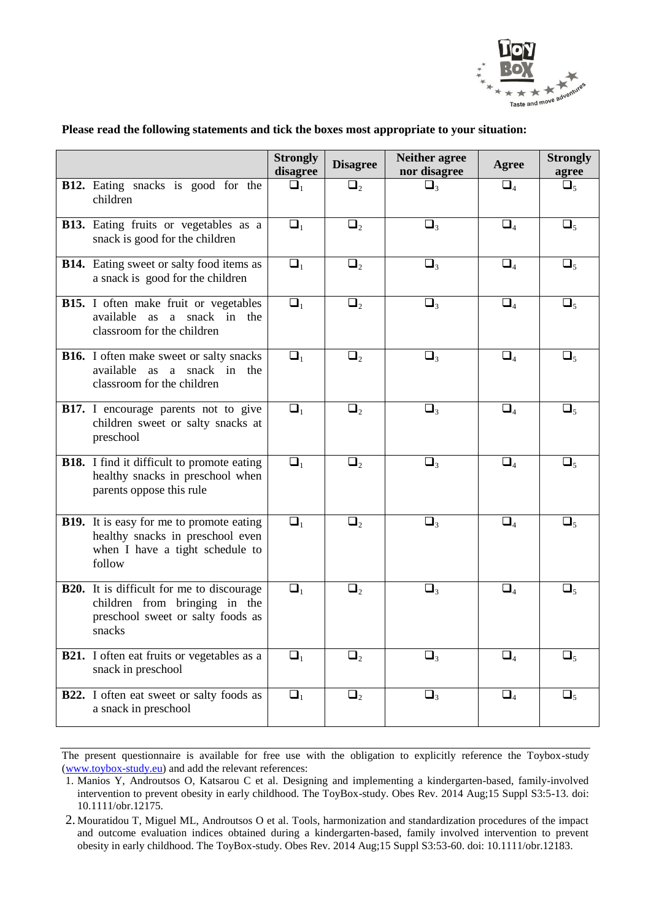**Please read the following statements and tick the boxes most appropriate to your situation:**

| | Strongly disagree | Disagree | Neither agree nor disagree | Agree | Strongly agree |
|---|---|---|---|---|---|
| **B12.** Eating snacks is good for the children | ❑1 | ❑2 | ❑3 | ❑4 | ❑5 |
| **B13.** Eating fruits or vegetables as a snack is good for the children | ❑1 | ❑2 | ❑3 | ❑4 | ❑5 |
| **B14.** Eating sweet or salty food items as a snack is good for the children | ❑1 | ❑2 | ❑3 | ❑4 | ❑5 |
| **B15.** I often make fruit or vegetables available as a snack in the classroom for the children | ❑1 | ❑2 | ❑3 | ❑4 | ❑5 |
| **B16.** I often make sweet or salty snacks available as a snack in the classroom for the children | ❑1 | ❑2 | ❑3 | ❑4 | ❑5 |
| **B17.** I encourage parents not to give children sweet or salty snacks at preschool | ❑1 | ❑2 | ❑3 | ❑4 | ❑5 |
| **B18.** I find it difficult to promote eating healthy snacks in preschool when parents oppose this rule | ❑1 | ❑2 | ❑3 | ❑4 | ❑5 |
| **B19.** It is easy for me to promote eating healthy snacks in preschool even when I have a tight schedule to follow | ❑1 | ❑2 | ❑3 | ❑4 | ❑5 |
| **B20.** It is difficult for me to discourage children from bringing in the preschool sweet or salty foods as snacks | ❑1 | ❑2 | ❑3 | ❑4 | ❑5 |
| **B21.** I often eat fruits or vegetables as a snack in preschool | ❑1 | ❑2 | ❑3 | ❑4 | ❑5 |
| **B22.** I often eat sweet or salty foods as a snack in preschool | ❑1 | ❑2 | ❑3 | ❑4 | ❑5 |

The present questionnaire is available for free use with the obligation to explicitly reference the Toybox-study (www.toybox-study.eu) and add the relevant references:

1. Manios Y, Androutsos O, Katsarou C et al. Designing and implementing a kindergarten-based, family-involved intervention to prevent obesity in early childhood. The ToyBox-study. Obes Rev. 2014 Aug;15 Suppl S3:5-13. doi: 10.1111/obr.12175.
2. Mouratidou T, Miguel ML, Androutsos O et al. Tools, harmonization and standardization procedures of the impact and outcome evaluation indices obtained during a kindergarten-based, family involved intervention to prevent obesity in early childhood. The ToyBox-study. Obes Rev. 2014 Aug;15 Suppl S3:53-60. doi: 10.1111/obr.12183.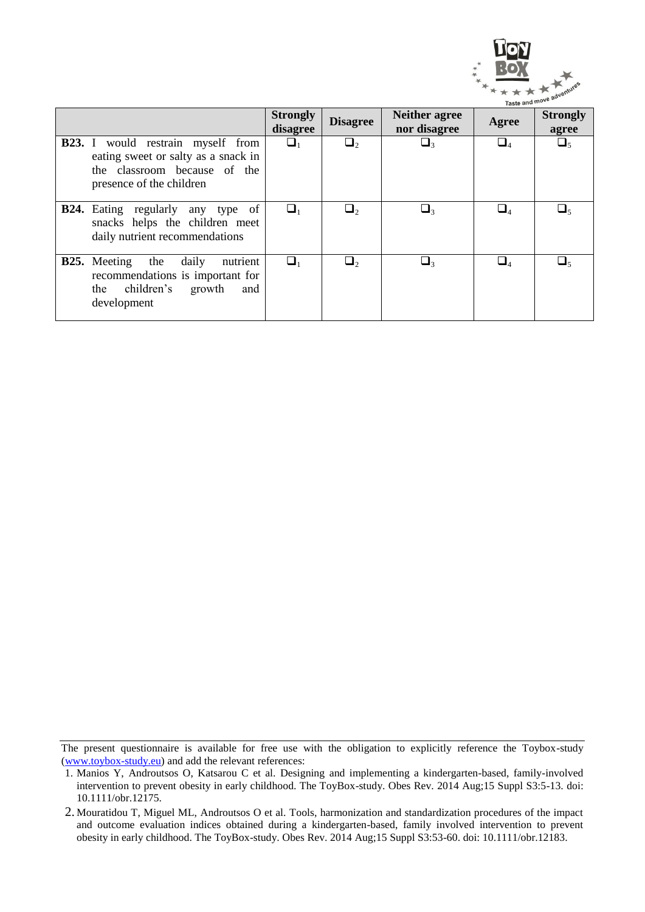| | Strongly disagree | Disagree | Neither agree nor disagree | Agree | Strongly agree |
|---|---|---|---|---|---|
| **B23.** I would restrain myself from eating sweet or salty as a snack in the classroom because of the presence of the children | ❑1 | ❑2 | ❑3 | ❑4 | ❑5 |
| **B24.** Eating regularly any type of snacks helps the children meet daily nutrient recommendations | ❑1 | ❑2 | ❑3 | ❑4 | ❑5 |
| **B25.** Meeting the daily nutrient recommendations is important for the children's growth and development | ❑1 | ❑2 | ❑3 | ❑4 | ❑5 |

The present questionnaire is available for free use with the obligation to explicitly reference the Toybox-study (www.toybox-study.eu) and add the relevant references:

1. Manios Y, Androutsos O, Katsarou C et al. Designing and implementing a kindergarten-based, family-involved intervention to prevent obesity in early childhood. The ToyBox-study. Obes Rev. 2014 Aug;15 Suppl S3:5-13. doi: 10.1111/obr.12175.
2. Mouratidou T, Miguel ML, Androutsos O et al. Tools, harmonization and standardization procedures of the impact and outcome evaluation indices obtained during a kindergarten-based, family involved intervention to prevent obesity in early childhood. The ToyBox-study. Obes Rev. 2014 Aug;15 Suppl S3:53-60. doi: 10.1111/obr.12183.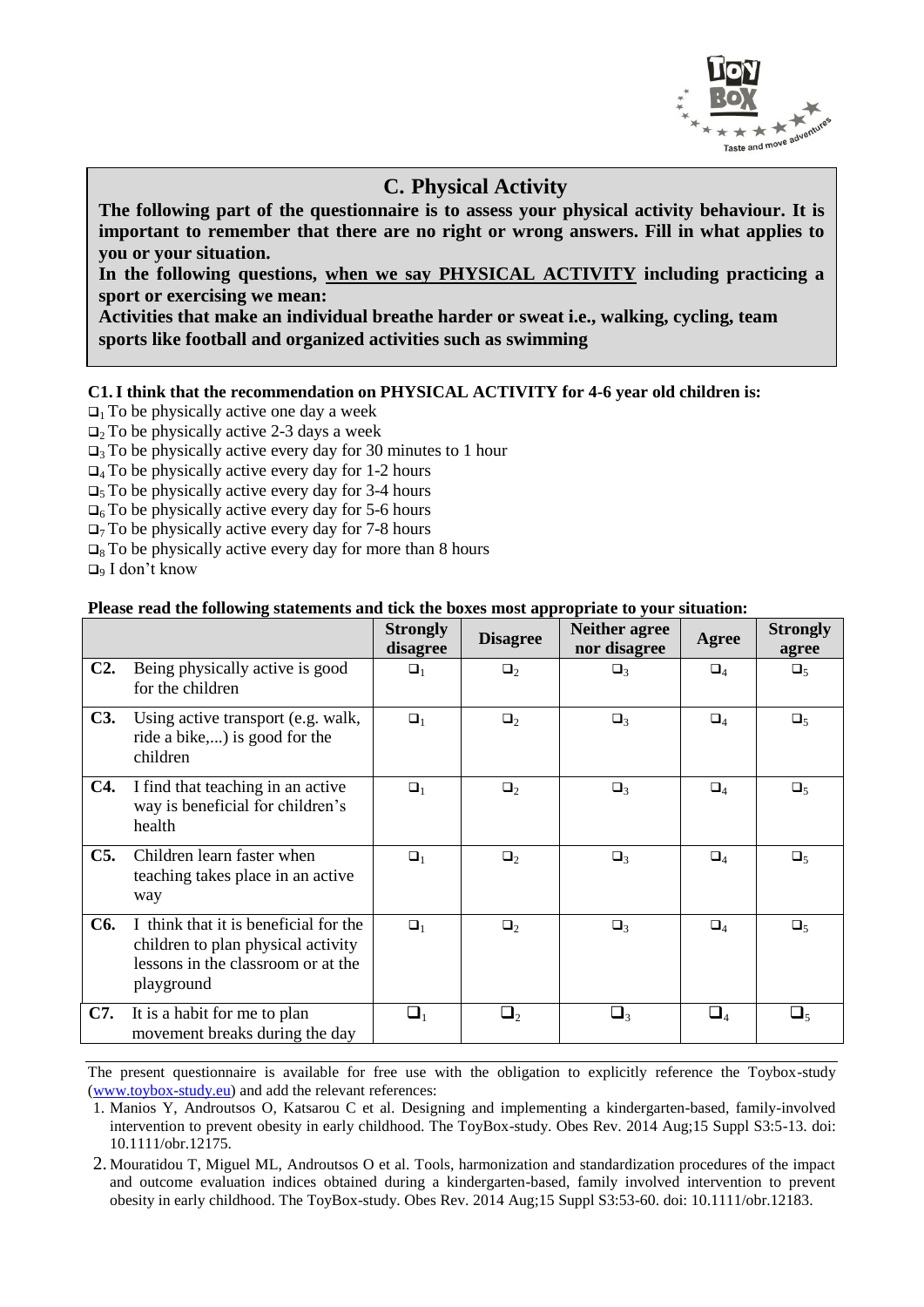## C. Physical Activity

**The following part of the questionnaire is to assess your physical activity behaviour. It is important to remember that there are no right or wrong answers. Fill in what applies to you or your situation.**

**In the following questions, <u>when we say PHYSICAL ACTIVITY</u> including practicing a sport or exercising we mean:**

**Activities that make an individual breathe harder or sweat i.e., walking, cycling, team sports like football and organized activities such as swimming**

**C1. I think that the recommendation on PHYSICAL ACTIVITY for 4-6 year old children is:**

- ❑1 To be physically active one day a week
- ❑2 To be physically active 2-3 days a week
- ❑3 To be physically active every day for 30 minutes to 1 hour
- ❑4 To be physically active every day for 1-2 hours
- ❑5 To be physically active every day for 3-4 hours
- ❑6 To be physically active every day for 5-6 hours
- ❑7 To be physically active every day for 7-8 hours
- ❑8 To be physically active every day for more than 8 hours
- ❑9 I don't know

**Please read the following statements and tick the boxes most appropriate to your situation:**

| | | Strongly disagree | Disagree | Neither agree nor disagree | Agree | Strongly agree |
|---|---|---|---|---|---|---|
| **C2.** | Being physically active is good for the children | ❑1 | ❑2 | ❑3 | ❑4 | ❑5 |
| **C3.** | Using active transport (e.g. walk, ride a bike,...) is good for the children | ❑1 | ❑2 | ❑3 | ❑4 | ❑5 |
| **C4.** | I find that teaching in an active way is beneficial for children's health | ❑1 | ❑2 | ❑3 | ❑4 | ❑5 |
| **C5.** | Children learn faster when teaching takes place in an active way | ❑1 | ❑2 | ❑3 | ❑4 | ❑5 |
| **C6.** | I think that it is beneficial for the children to plan physical activity lessons in the classroom or at the playground | ❑1 | ❑2 | ❑3 | ❑4 | ❑5 |
| **C7.** | It is a habit for me to plan movement breaks during the day | ❑1 | ❑2 | ❑3 | ❑4 | ❑5 |

The present questionnaire is available for free use with the obligation to explicitly reference the Toybox-study (www.toybox-study.eu) and add the relevant references:

1. Manios Y, Androutsos O, Katsarou C et al. Designing and implementing a kindergarten-based, family-involved intervention to prevent obesity in early childhood. The ToyBox-study. Obes Rev. 2014 Aug;15 Suppl S3:5-13. doi: 10.1111/obr.12175.
2. Mouratidou T, Miguel ML, Androutsos O et al. Tools, harmonization and standardization procedures of the impact and outcome evaluation indices obtained during a kindergarten-based, family involved intervention to prevent obesity in early childhood. The ToyBox-study. Obes Rev. 2014 Aug;15 Suppl S3:53-60. doi: 10.1111/obr.12183.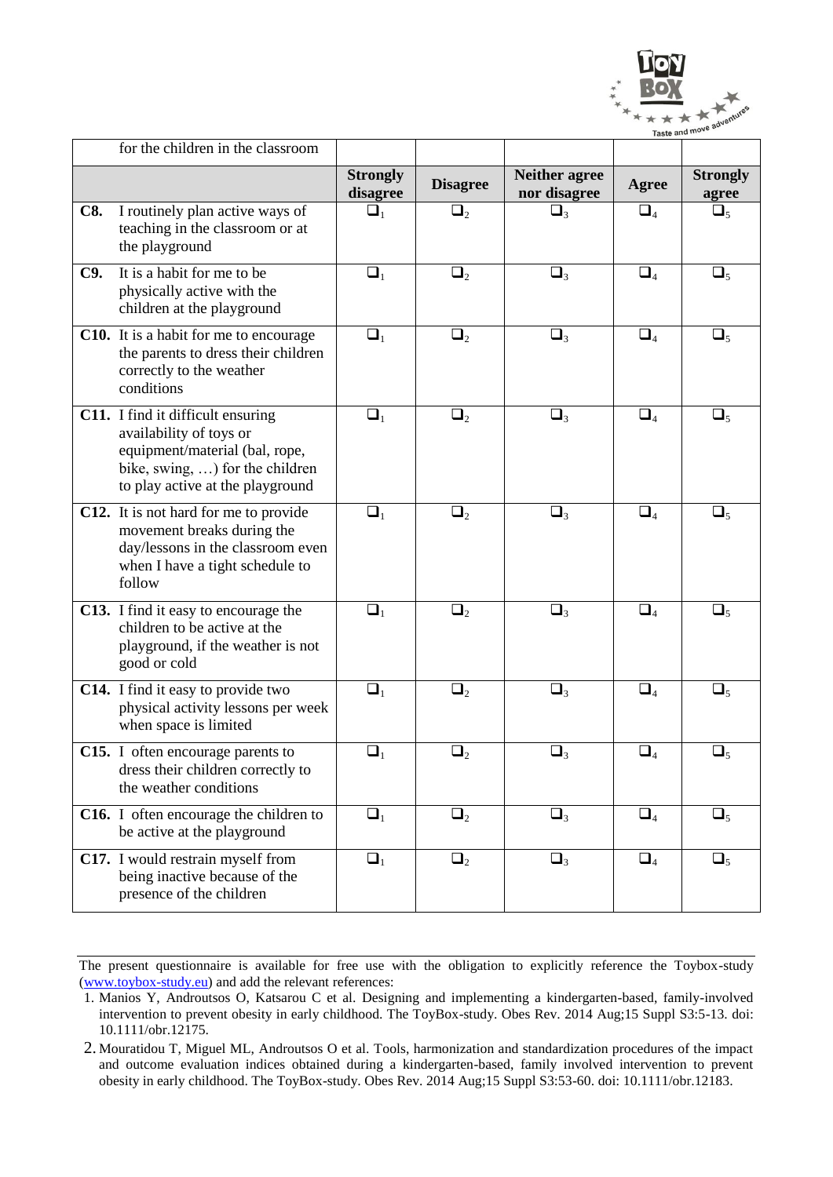| | Strongly disagree | Disagree | Neither agree nor disagree | Agree | Strongly agree |
|---|---|---|---|---|---|
| for the children in the classroom | | | | | |
| **C8.** I routinely plan active ways of teaching in the classroom or at the playground | ❑1 | ❑2 | ❑3 | ❑4 | ❑5 |
| **C9.** It is a habit for me to be physically active with the children at the playground | ❑1 | ❑2 | ❑3 | ❑4 | ❑5 |
| **C10.** It is a habit for me to encourage the parents to dress their children correctly to the weather conditions | ❑1 | ❑2 | ❑3 | ❑4 | ❑5 |
| **C11.** I find it difficult ensuring availability of toys or equipment/material (bal, rope, bike, swing, …) for the children to play active at the playground | ❑1 | ❑2 | ❑3 | ❑4 | ❑5 |
| **C12.** It is not hard for me to provide movement breaks during the day/lessons in the classroom even when I have a tight schedule to follow | ❑1 | ❑2 | ❑3 | ❑4 | ❑5 |
| **C13.** I find it easy to encourage the children to be active at the playground, if the weather is not good or cold | ❑1 | ❑2 | ❑3 | ❑4 | ❑5 |
| **C14.** I find it easy to provide two physical activity lessons per week when space is limited | ❑1 | ❑2 | ❑3 | ❑4 | ❑5 |
| **C15.** I often encourage parents to dress their children correctly to the weather conditions | ❑1 | ❑2 | ❑3 | ❑4 | ❑5 |
| **C16.** I often encourage the children to be active at the playground | ❑1 | ❑2 | ❑3 | ❑4 | ❑5 |
| **C17.** I would restrain myself from being inactive because of the presence of the children | ❑1 | ❑2 | ❑3 | ❑4 | ❑5 |

The present questionnaire is available for free use with the obligation to explicitly reference the Toybox-study (www.toybox-study.eu) and add the relevant references:

1. Manios Y, Androutsos O, Katsarou C et al. Designing and implementing a kindergarten-based, family-involved intervention to prevent obesity in early childhood. The ToyBox-study. Obes Rev. 2014 Aug;15 Suppl S3:5-13. doi: 10.1111/obr.12175.
2. Mouratidou T, Miguel ML, Androutsos O et al. Tools, harmonization and standardization procedures of the impact and outcome evaluation indices obtained during a kindergarten-based, family involved intervention to prevent obesity in early childhood. The ToyBox-study. Obes Rev. 2014 Aug;15 Suppl S3:53-60. doi: 10.1111/obr.12183.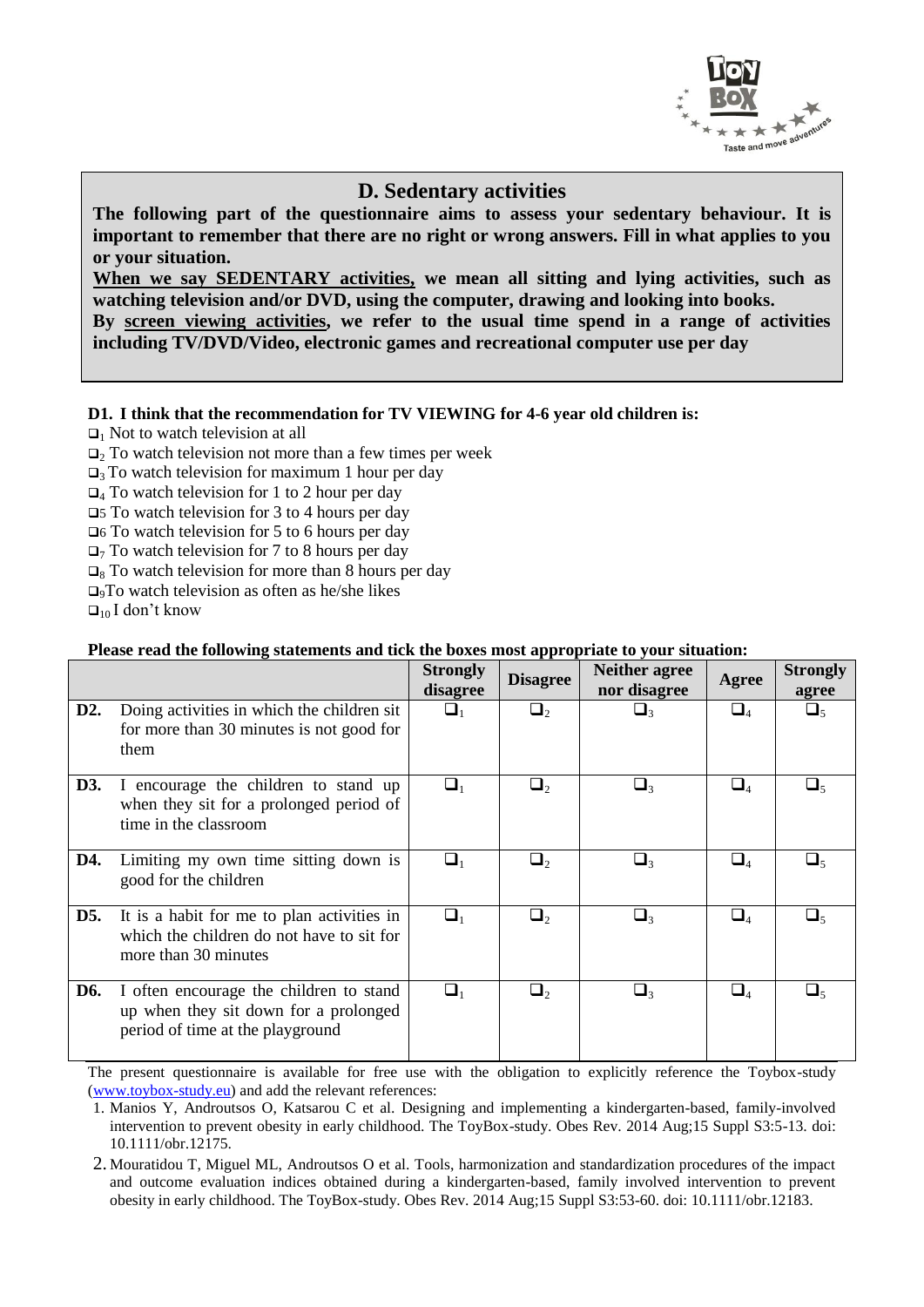## D. Sedentary activities

**The following part of the questionnaire aims to assess your sedentary behaviour. It is important to remember that there are no right or wrong answers. Fill in what applies to you or your situation.**

**<u>When we say SEDENTARY activities,</u> we mean all sitting and lying activities, such as watching television and/or DVD, using the computer, drawing and looking into books.**

**By <u>screen viewing activities</u>, we refer to the usual time spend in a range of activities including TV/DVD/Video, electronic games and recreational computer use per day**

**D1. I think that the recommendation for TV VIEWING for 4-6 year old children is:**

- ❑1 Not to watch television at all
- ❑2 To watch television not more than a few times per week
- ❑3 To watch television for maximum 1 hour per day
- ❑4 To watch television for 1 to 2 hour per day
- ❑5 To watch television for 3 to 4 hours per day
- ❑6 To watch television for 5 to 6 hours per day
- ❑7 To watch television for 7 to 8 hours per day
- ❑8 To watch television for more than 8 hours per day
- ❑9 To watch television as often as he/she likes
- ❑10 I don't know

**Please read the following statements and tick the boxes most appropriate to your situation:**

| | | Strongly disagree | Disagree | Neither agree nor disagree | Agree | Strongly agree |
|---|---|---|---|---|---|---|
| **D2.** | Doing activities in which the children sit for more than 30 minutes is not good for them | ❑1 | ❑2 | ❑3 | ❑4 | ❑5 |
| **D3.** | I encourage the children to stand up when they sit for a prolonged period of time in the classroom | ❑1 | ❑2 | ❑3 | ❑4 | ❑5 |
| **D4.** | Limiting my own time sitting down is good for the children | ❑1 | ❑2 | ❑3 | ❑4 | ❑5 |
| **D5.** | It is a habit for me to plan activities in which the children do not have to sit for more than 30 minutes | ❑1 | ❑2 | ❑3 | ❑4 | ❑5 |
| **D6.** | I often encourage the children to stand up when they sit down for a prolonged period of time at the playground | ❑1 | ❑2 | ❑3 | ❑4 | ❑5 |

The present questionnaire is available for free use with the obligation to explicitly reference the Toybox-study (www.toybox-study.eu) and add the relevant references:

1. Manios Y, Androutsos O, Katsarou C et al. Designing and implementing a kindergarten-based, family-involved intervention to prevent obesity in early childhood. The ToyBox-study. Obes Rev. 2014 Aug;15 Suppl S3:5-13. doi: 10.1111/obr.12175.
2. Mouratidou T, Miguel ML, Androutsos O et al. Tools, harmonization and standardization procedures of the impact and outcome evaluation indices obtained during a kindergarten-based, family involved intervention to prevent obesity in early childhood. The ToyBox-study. Obes Rev. 2014 Aug;15 Suppl S3:53-60. doi: 10.1111/obr.12183.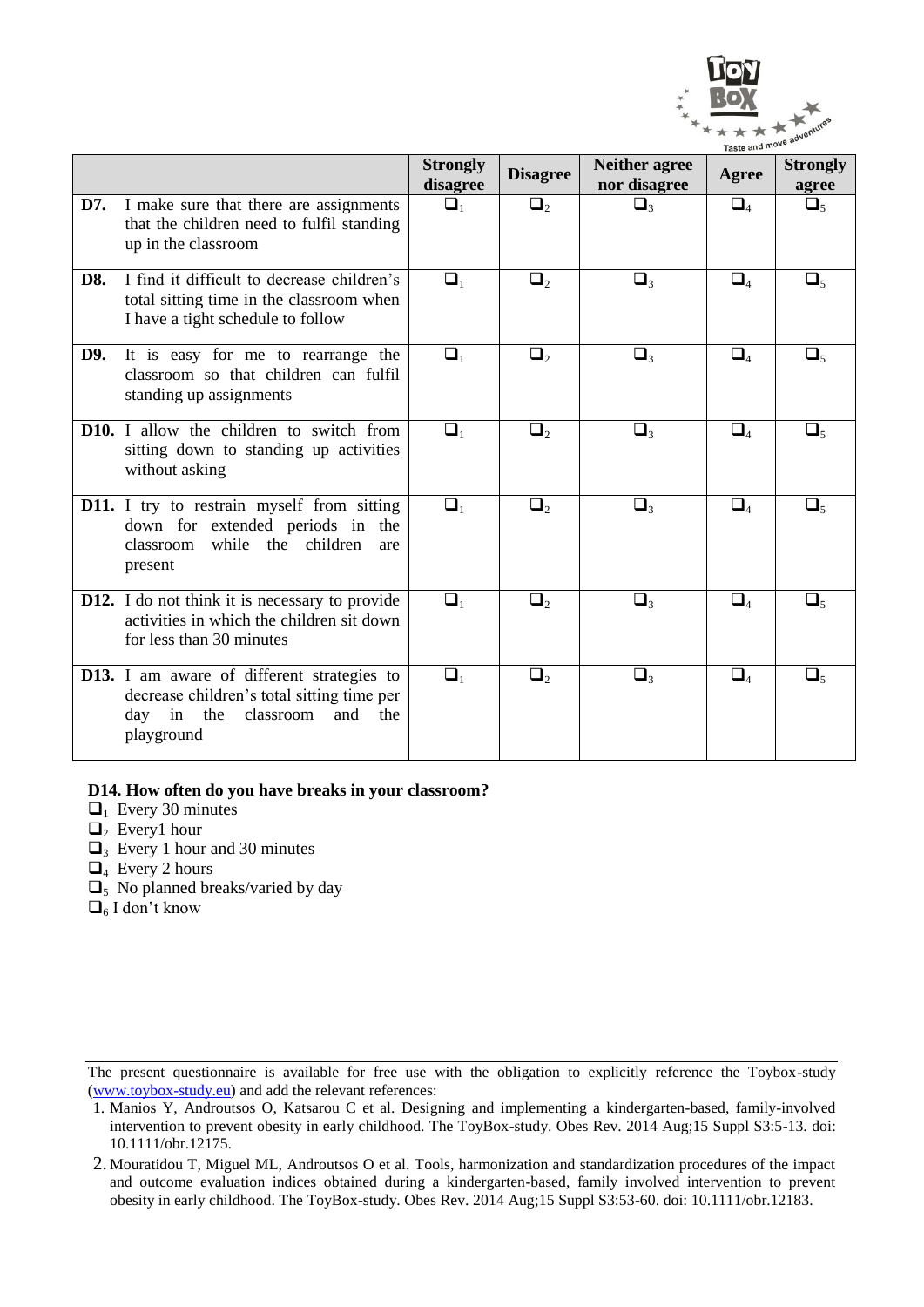| | Strongly disagree | Disagree | Neither agree nor disagree | Agree | Strongly agree |
|---|---|---|---|---|---|
| **D7.** I make sure that there are assignments that the children need to fulfil standing up in the classroom | ❑1 | ❑2 | ❑3 | ❑4 | ❑5 |
| **D8.** I find it difficult to decrease children's total sitting time in the classroom when I have a tight schedule to follow | ❑1 | ❑2 | ❑3 | ❑4 | ❑5 |
| **D9.** It is easy for me to rearrange the classroom so that children can fulfil standing up assignments | ❑1 | ❑2 | ❑3 | ❑4 | ❑5 |
| **D10.** I allow the children to switch from sitting down to standing up activities without asking | ❑1 | ❑2 | ❑3 | ❑4 | ❑5 |
| **D11.** I try to restrain myself from sitting down for extended periods in the classroom while the children are present | ❑1 | ❑2 | ❑3 | ❑4 | ❑5 |
| **D12.** I do not think it is necessary to provide activities in which the children sit down for less than 30 minutes | ❑1 | ❑2 | ❑3 | ❑4 | ❑5 |
| **D13.** I am aware of different strategies to decrease children's total sitting time per day in the classroom and the playground | ❑1 | ❑2 | ❑3 | ❑4 | ❑5 |

**D14. How often do you have breaks in your classroom?**

❑1 Every 30 minutes
❑2 Every1 hour
❑3 Every 1 hour and 30 minutes
❑4 Every 2 hours
❑5 No planned breaks/varied by day
❑6 I don't know

---

The present questionnaire is available for free use with the obligation to explicitly reference the Toybox-study (www.toybox-study.eu) and add the relevant references:

1. Manios Y, Androutsos O, Katsarou C et al. Designing and implementing a kindergarten-based, family-involved intervention to prevent obesity in early childhood. The ToyBox-study. Obes Rev. 2014 Aug;15 Suppl S3:5-13. doi: 10.1111/obr.12175.
2. Mouratidou T, Miguel ML, Androutsos O et al. Tools, harmonization and standardization procedures of the impact and outcome evaluation indices obtained during a kindergarten-based, family involved intervention to prevent obesity in early childhood. The ToyBox-study. Obes Rev. 2014 Aug;15 Suppl S3:53-60. doi: 10.1111/obr.12183.